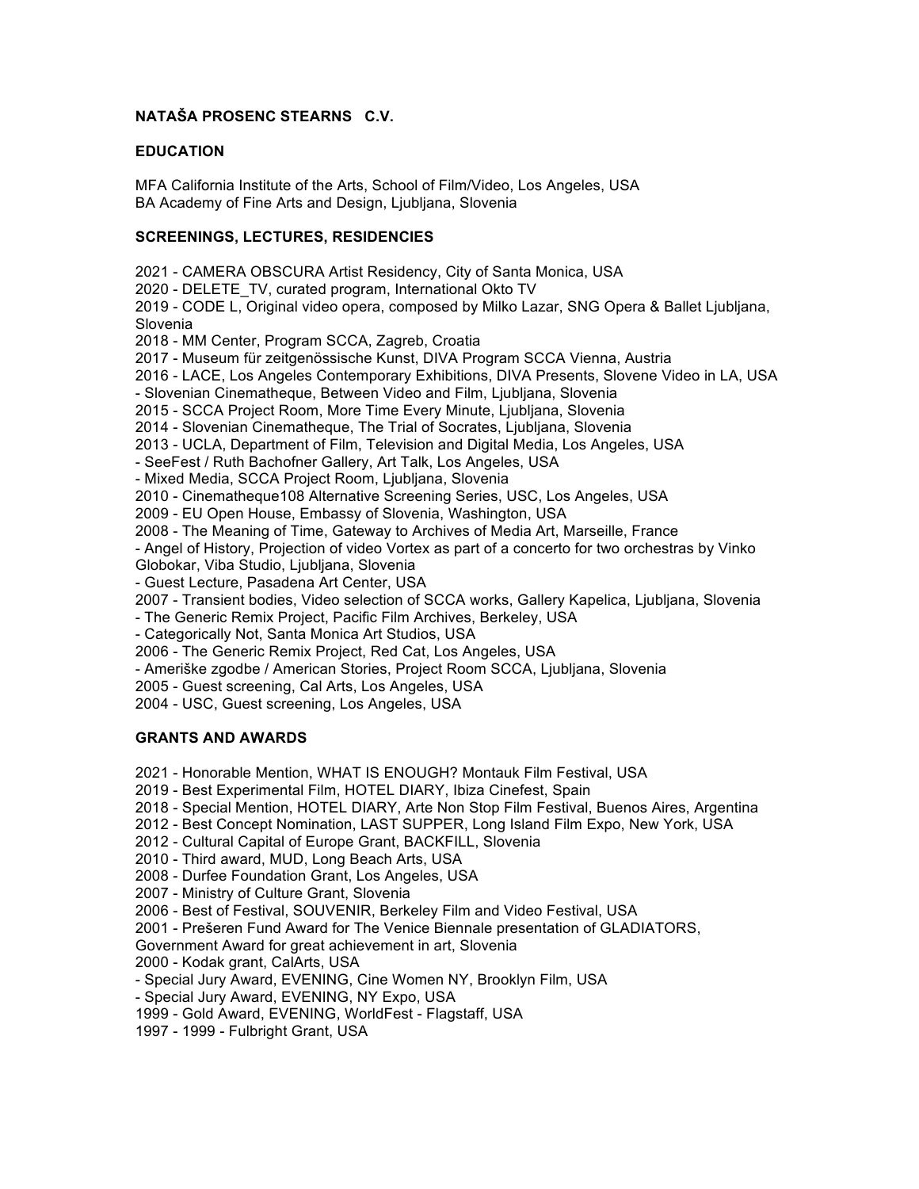# NATAŠA PROSENC STEARNS C.V.

## EDUCATION

MFA California Institute of the Arts, School of Film/Video, Los Angeles, USA
BA Academy of Fine Arts and Design, Ljubljana, Slovenia

## SCREENINGS, LECTURES, RESIDENCIES

2021 - CAMERA OBSCURA Artist Residency, City of Santa Monica, USA
2020 - DELETE_TV, curated program, International Okto TV
2019 - CODE L, Original video opera, composed by Milko Lazar, SNG Opera & Ballet Ljubljana, Slovenia
2018 - MM Center, Program SCCA, Zagreb, Croatia
2017 - Museum für zeitgenössische Kunst, DIVA Program SCCA Vienna, Austria
2016 - LACE, Los Angeles Contemporary Exhibitions, DIVA Presents, Slovene Video in LA, USA
- Slovenian Cinematheque, Between Video and Film, Ljubljana, Slovenia
2015 - SCCA Project Room, More Time Every Minute, Ljubljana, Slovenia
2014 - Slovenian Cinematheque, The Trial of Socrates, Ljubljana, Slovenia
2013 - UCLA, Department of Film, Television and Digital Media, Los Angeles, USA
- SeeFest / Ruth Bachofner Gallery, Art Talk, Los Angeles, USA
- Mixed Media, SCCA Project Room, Ljubljana, Slovenia
2010 - Cinematheque108 Alternative Screening Series, USC, Los Angeles, USA
2009 - EU Open House, Embassy of Slovenia, Washington, USA
2008 - The Meaning of Time, Gateway to Archives of Media Art, Marseille, France
- Angel of History, Projection of video Vortex as part of a concerto for two orchestras by Vinko Globokar, Viba Studio, Ljubljana, Slovenia
- Guest Lecture, Pasadena Art Center, USA
2007 - Transient bodies, Video selection of SCCA works, Gallery Kapelica, Ljubljana, Slovenia
- The Generic Remix Project, Pacific Film Archives, Berkeley, USA
- Categorically Not, Santa Monica Art Studios, USA
2006 - The Generic Remix Project, Red Cat, Los Angeles, USA
- Ameriške zgodbe / American Stories, Project Room SCCA, Ljubljana, Slovenia
2005 - Guest screening, Cal Arts, Los Angeles, USA
2004 - USC, Guest screening, Los Angeles, USA

## GRANTS AND AWARDS

2021 - Honorable Mention, WHAT IS ENOUGH? Montauk Film Festival, USA
2019 - Best Experimental Film, HOTEL DIARY, Ibiza Cinefest, Spain
2018 - Special Mention, HOTEL DIARY, Arte Non Stop Film Festival, Buenos Aires, Argentina
2012 - Best Concept Nomination, LAST SUPPER, Long Island Film Expo, New York, USA
2012 - Cultural Capital of Europe Grant, BACKFILL, Slovenia
2010 - Third award, MUD, Long Beach Arts, USA
2008 - Durfee Foundation Grant, Los Angeles, USA
2007 - Ministry of Culture Grant, Slovenia
2006 - Best of Festival, SOUVENIR, Berkeley Film and Video Festival, USA
2001 - Prešeren Fund Award for The Venice Biennale presentation of GLADIATORS, Government Award for great achievement in art, Slovenia
2000 - Kodak grant, CalArts, USA
- Special Jury Award, EVENING, Cine Women NY, Brooklyn Film, USA
- Special Jury Award, EVENING, NY Expo, USA
1999 - Gold Award, EVENING, WorldFest - Flagstaff, USA
1997 - 1999 - Fulbright Grant, USA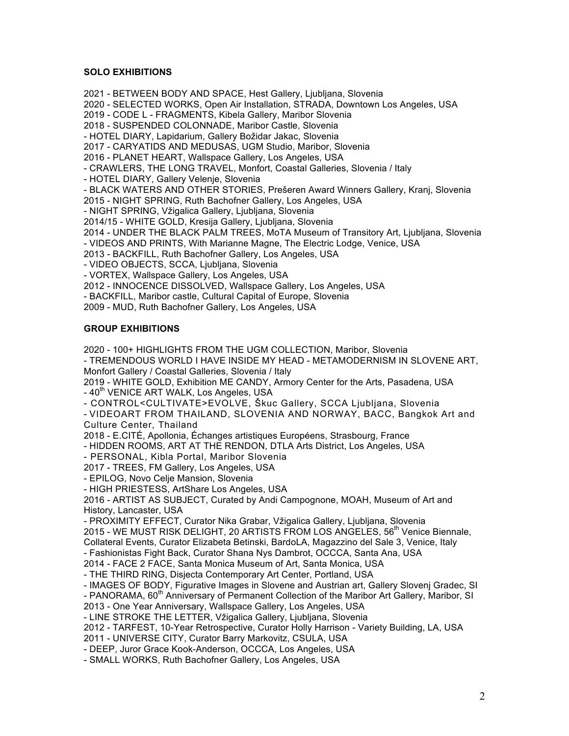**SOLO EXHIBITIONS**

2021 - BETWEEN BODY AND SPACE, Hest Gallery, Ljubljana, Slovenia
2020 - SELECTED WORKS, Open Air Installation, STRADA, Downtown Los Angeles, USA
2019 - CODE L - FRAGMENTS, Kibela Gallery, Maribor Slovenia
2018 - SUSPENDED COLONNADE, Maribor Castle, Slovenia
- HOTEL DIARY, Lapidarium, Gallery Božidar Jakac, Slovenia
2017 - CARYATIDS AND MEDUSAS, UGM Studio, Maribor, Slovenia
2016 - PLANET HEART, Wallspace Gallery, Los Angeles, USA
- CRAWLERS, THE LONG TRAVEL, Monfort, Coastal Galleries, Slovenia / Italy
- HOTEL DIARY, Gallery Velenje, Slovenia
- BLACK WATERS AND OTHER STORIES, Prešeren Award Winners Gallery, Kranj, Slovenia
2015 - NIGHT SPRING, Ruth Bachofner Gallery, Los Angeles, USA
- NIGHT SPRING, Vžigalica Gallery, Ljubljana, Slovenia
2014/15 - WHITE GOLD, Kresija Gallery, Ljubljana, Slovenia
2014 - UNDER THE BLACK PALM TREES, MoTA Museum of Transitory Art, Ljubljana, Slovenia
- VIDEOS AND PRINTS, With Marianne Magne, The Electric Lodge, Venice, USA
2013 - BACKFILL, Ruth Bachofner Gallery, Los Angeles, USA
- VIDEO OBJECTS, SCCA, Ljubljana, Slovenia
- VORTEX, Wallspace Gallery, Los Angeles, USA
2012 - INNOCENCE DISSOLVED, Wallspace Gallery, Los Angeles, USA
- BACKFILL, Maribor castle, Cultural Capital of Europe, Slovenia
2009 - MUD, Ruth Bachofner Gallery, Los Angeles, USA

**GROUP EXHIBITIONS**

2020 - 100+ HIGHLIGHTS FROM THE UGM COLLECTION, Maribor, Slovenia
- TREMENDOUS WORLD I HAVE INSIDE MY HEAD - METAMODERNISM IN SLOVENE ART, Monfort Gallery / Coastal Galleries, Slovenia / Italy
2019 - WHITE GOLD, Exhibition ME CANDY, Armory Center for the Arts, Pasadena, USA
- 40th VENICE ART WALK, Los Angeles, USA
- CONTROL<CULTIVATE>EVOLVE, Škuc Gallery, SCCA Ljubljana, Slovenia
- VIDEOART FROM THAILAND, SLOVENIA AND NORWAY, BACC, Bangkok Art and Culture Center, Thailand
2018 - E.CITÉ, Apollonia, Échanges artistiques Européens, Strasbourg, France
- HIDDEN ROOMS, ART AT THE RENDON, DTLA Arts District, Los Angeles, USA
- PERSONAL, Kibla Portal, Maribor Slovenia
2017 - TREES, FM Gallery, Los Angeles, USA
- EPILOG, Novo Celje Mansion, Slovenia
- HIGH PRIESTESS, ArtShare Los Angeles, USA
2016 - ARTIST AS SUBJECT, Curated by Andi Campognone, MOAH, Museum of Art and History, Lancaster, USA
- PROXIMITY EFFECT, Curator Nika Grabar, Vžigalica Gallery, Ljubljana, Slovenia
2015 - WE MUST RISK DELIGHT, 20 ARTISTS FROM LOS ANGELES, 56th Venice Biennale, Collateral Events, Curator Elizabeta Betinski, BardoLA, Magazzino del Sale 3, Venice, Italy
- Fashionistas Fight Back, Curator Shana Nys Dambrot, OCCCA, Santa Ana, USA
2014 - FACE 2 FACE, Santa Monica Museum of Art, Santa Monica, USA
- THE THIRD RING, Disjecta Contemporary Art Center, Portland, USA
- IMAGES OF BODY, Figurative Images in Slovene and Austrian art, Gallery Slovenj Gradec, SI
- PANORAMA, 60th Anniversary of Permanent Collection of the Maribor Art Gallery, Maribor, SI
2013 - One Year Anniversary, Wallspace Gallery, Los Angeles, USA
- LINE STROKE THE LETTER, Vžigalica Gallery, Ljubljana, Slovenia
2012 - TARFEST, 10-Year Retrospective, Curator Holly Harrison - Variety Building, LA, USA
2011 - UNIVERSE CITY, Curator Barry Markovitz, CSULA, USA
- DEEP, Juror Grace Kook-Anderson, OCCCA, Los Angeles, USA
- SMALL WORKS, Ruth Bachofner Gallery, Los Angeles, USA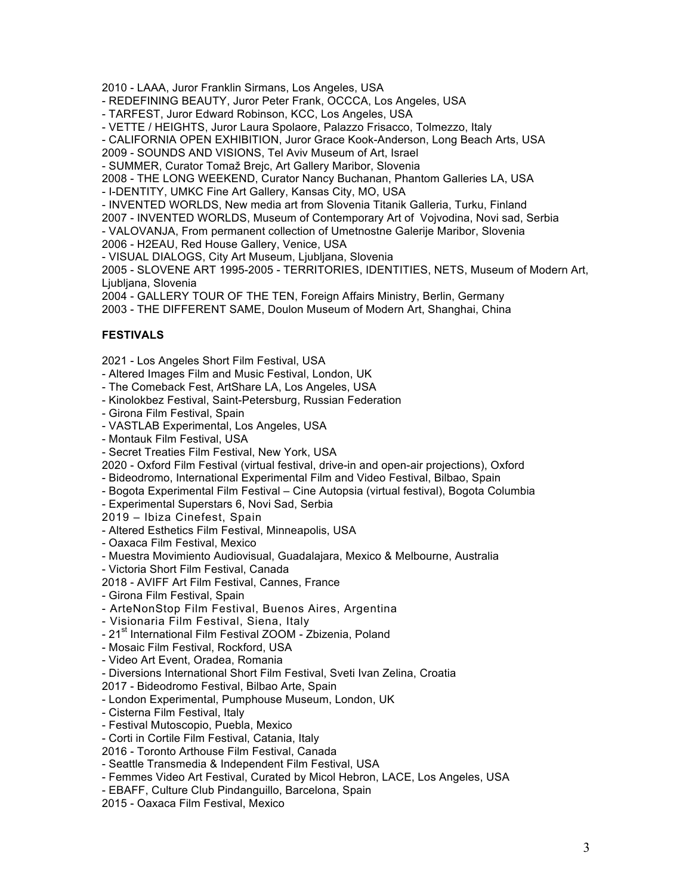2010 - LAAA, Juror Franklin Sirmans, Los Angeles, USA
- REDEFINING BEAUTY, Juror Peter Frank, OCCCA, Los Angeles, USA
- TARFEST, Juror Edward Robinson, KCC, Los Angeles, USA
- VETTE / HEIGHTS, Juror Laura Spolaore, Palazzo Frisacco, Tolmezzo, Italy
- CALIFORNIA OPEN EXHIBITION, Juror Grace Kook-Anderson, Long Beach Arts, USA

2009 - SOUNDS AND VISIONS, Tel Aviv Museum of Art, Israel
- SUMMER, Curator Tomaž Brejc, Art Gallery Maribor, Slovenia

2008 - THE LONG WEEKEND, Curator Nancy Buchanan, Phantom Galleries LA, USA
- I-DENTITY, UMKC Fine Art Gallery, Kansas City, MO, USA
- INVENTED WORLDS, New media art from Slovenia Titanik Galleria, Turku, Finland

2007 - INVENTED WORLDS, Museum of Contemporary Art of Vojvodina, Novi sad, Serbia
- VALOVANJA, From permanent collection of Umetnostne Galerije Maribor, Slovenia

2006 - H2EAU, Red House Gallery, Venice, USA
- VISUAL DIALOGS, City Art Museum, Ljubljana, Slovenia

2005 - SLOVENE ART 1995-2005 - TERRITORIES, IDENTITIES, NETS, Museum of Modern Art, Ljubljana, Slovenia

2004 - GALLERY TOUR OF THE TEN, Foreign Affairs Ministry, Berlin, Germany

2003 - THE DIFFERENT SAME, Doulon Museum of Modern Art, Shanghai, China

**FESTIVALS**

2021 - Los Angeles Short Film Festival, USA
- Altered Images Film and Music Festival, London, UK
- The Comeback Fest, ArtShare LA, Los Angeles, USA
- Kinolokbez Festival, Saint-Petersburg, Russian Federation
- Girona Film Festival, Spain
- VASTLAB Experimental, Los Angeles, USA
- Montauk Film Festival, USA
- Secret Treaties Film Festival, New York, USA

2020 - Oxford Film Festival (virtual festival, drive-in and open-air projections), Oxford
- Bideodromo, International Experimental Film and Video Festival, Bilbao, Spain
- Bogota Experimental Film Festival – Cine Autopsia (virtual festival), Bogota Columbia
- Experimental Superstars 6, Novi Sad, Serbia

2019 – Ibiza Cinefest, Spain
- Altered Esthetics Film Festival, Minneapolis, USA
- Oaxaca Film Festival, Mexico
- Muestra Movimiento Audiovisual, Guadalajara, Mexico & Melbourne, Australia
- Victoria Short Film Festival, Canada

2018 - AVIFF Art Film Festival, Cannes, France
- Girona Film Festival, Spain
- ArteNonStop Film Festival, Buenos Aires, Argentina
- Visionaria Film Festival, Siena, Italy
- 21st International Film Festival ZOOM - Zbizenia, Poland
- Mosaic Film Festival, Rockford, USA
- Video Art Event, Oradea, Romania
- Diversions International Short Film Festival, Sveti Ivan Zelina, Croatia

2017 - Bideodromo Festival, Bilbao Arte, Spain
- London Experimental, Pumphouse Museum, London, UK
- Cisterna Film Festival, Italy
- Festival Mutoscopio, Puebla, Mexico
- Corti in Cortile Film Festival, Catania, Italy

2016 - Toronto Arthouse Film Festival, Canada
- Seattle Transmedia & Independent Film Festival, USA
- Femmes Video Art Festival, Curated by Micol Hebron, LACE, Los Angeles, USA
- EBAFF, Culture Club Pindanguillo, Barcelona, Spain

2015 - Oaxaca Film Festival, Mexico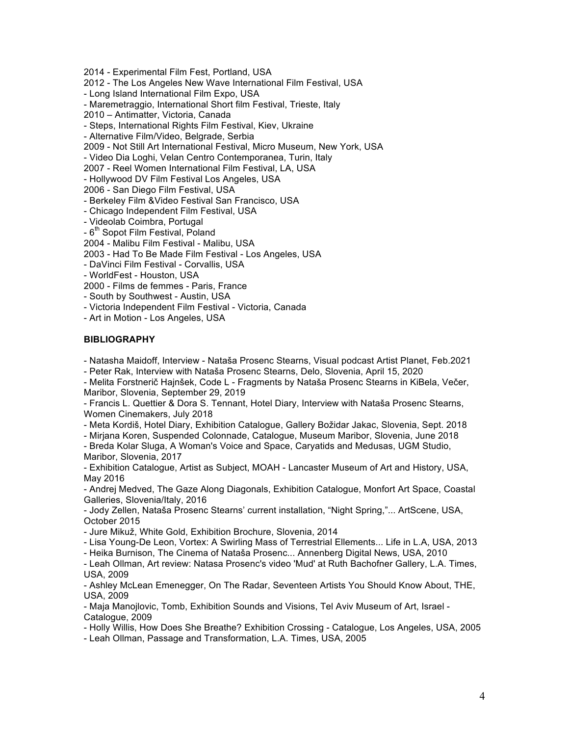2014 - Experimental Film Fest, Portland, USA
2012 - The Los Angeles New Wave International Film Festival, USA
- Long Island International Film Expo, USA
- Maremetraggio, International Short film Festival, Trieste, Italy
2010 – Antimatter, Victoria, Canada
- Steps, International Rights Film Festival, Kiev, Ukraine
- Alternative Film/Video, Belgrade, Serbia
2009 - Not Still Art International Festival, Micro Museum, New York, USA
- Video Dia Loghi, Velan Centro Contemporanea, Turin, Italy
2007 - Reel Women International Film Festival, LA, USA
- Hollywood DV Film Festival Los Angeles, USA
2006 - San Diego Film Festival, USA
- Berkeley Film &Video Festival San Francisco, USA
- Chicago Independent Film Festival, USA
- Videolab Coimbra, Portugal
- 6th Sopot Film Festival, Poland
2004 - Malibu Film Festival - Malibu, USA
2003 - Had To Be Made Film Festival - Los Angeles, USA
- DaVinci Film Festival - Corvallis, USA
- WorldFest - Houston, USA
2000 - Films de femmes - Paris, France
- South by Southwest - Austin, USA
- Victoria Independent Film Festival - Victoria, Canada
- Art in Motion - Los Angeles, USA

**BIBLIOGRAPHY**

- Natasha Maidoff, Interview - Nataša Prosenc Stearns, Visual podcast Artist Planet, Feb.2021
- Peter Rak, Interview with Nataša Prosenc Stearns, Delo, Slovenia, April 15, 2020
- Melita Forstnerič Hajnšek, Code L - Fragments by Nataša Prosenc Stearns in KiBela, Večer, Maribor, Slovenia, September 29, 2019
- Francis L. Quettier & Dora S. Tennant, Hotel Diary, Interview with Nataša Prosenc Stearns, Women Cinemakers, July 2018
- Meta Kordiš, Hotel Diary, Exhibition Catalogue, Gallery Božidar Jakac, Slovenia, Sept. 2018
- Mirjana Koren, Suspended Colonnade, Catalogue, Museum Maribor, Slovenia, June 2018
- Breda Kolar Sluga, A Woman's Voice and Space, Caryatids and Medusas, UGM Studio, Maribor, Slovenia, 2017
- Exhibition Catalogue, Artist as Subject, MOAH - Lancaster Museum of Art and History, USA, May 2016
- Andrej Medved, The Gaze Along Diagonals, Exhibition Catalogue, Monfort Art Space, Coastal Galleries, Slovenia/Italy, 2016
- Jody Zellen, Nataša Prosenc Stearns' current installation, "Night Spring,"... ArtScene, USA, October 2015
- Jure Mikuž, White Gold, Exhibition Brochure, Slovenia, 2014
- Lisa Young-De Leon, Vortex: A Swirling Mass of Terrestrial Ellements... Life in L.A, USA, 2013
- Heika Burnison, The Cinema of Nataša Prosenc... Annenberg Digital News, USA, 2010
- Leah Ollman, Art review: Natasa Prosenc's video 'Mud' at Ruth Bachofner Gallery, L.A. Times, USA, 2009
- Ashley McLean Emenegger, On The Radar, Seventeen Artists You Should Know About, THE, USA, 2009
- Maja Manojlovic, Tomb, Exhibition Sounds and Visions, Tel Aviv Museum of Art, Israel - Catalogue, 2009
- Holly Willis, How Does She Breathe? Exhibition Crossing - Catalogue, Los Angeles, USA, 2005
- Leah Ollman, Passage and Transformation, L.A. Times, USA, 2005